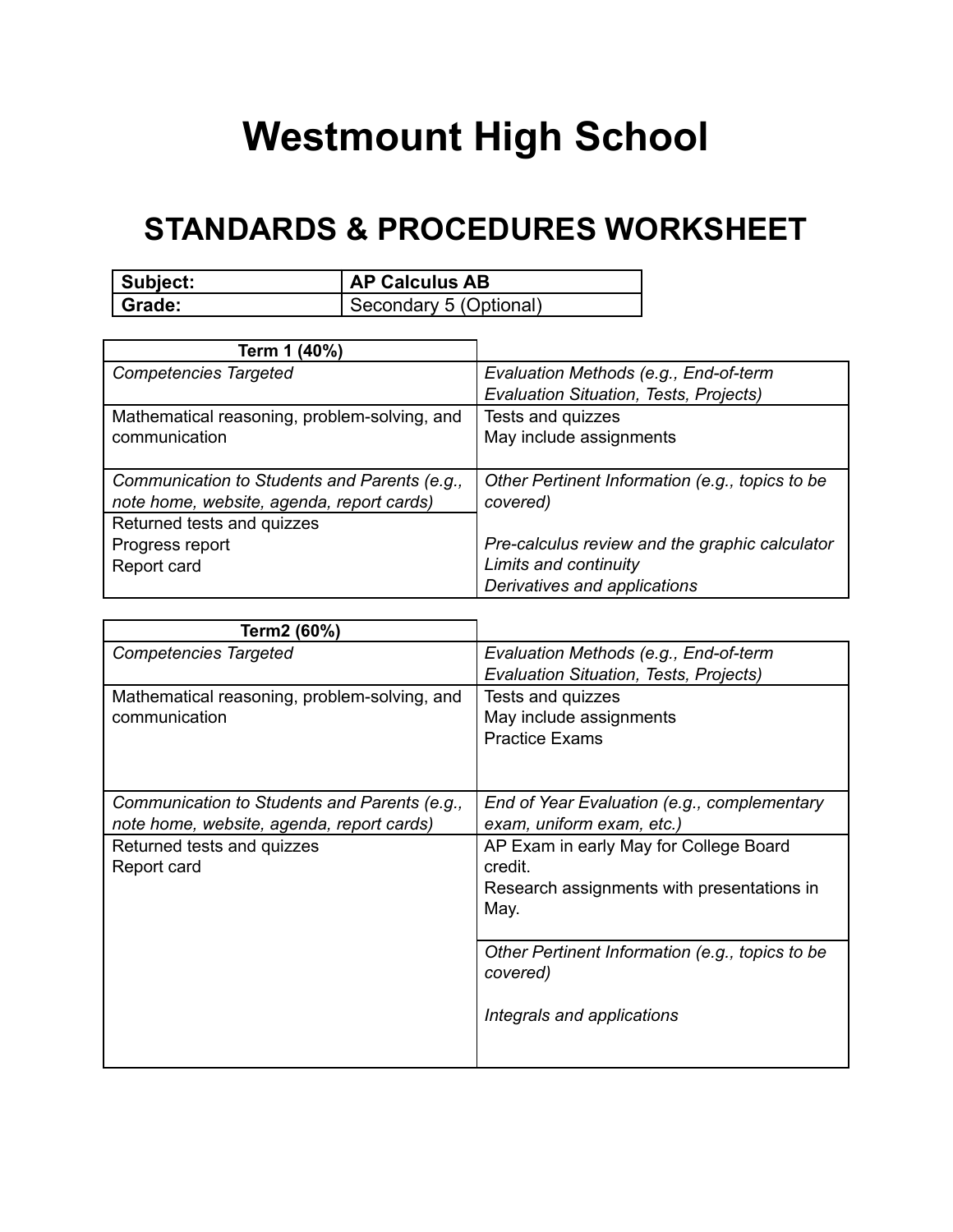# Westmount High School

## STANDARDS & PROCEDURES WORKSHEET

| **Subject:** | **AP Calculus AB** |
|---|---|
| **Grade:** | Secondary 5 (Optional) |

| **Term 1 (40%)** | |
|---|---|
| *Competencies Targeted* | *Evaluation Methods (e.g., End-of-term Evaluation Situation, Tests, Projects)* |
| Mathematical reasoning, problem-solving, and communication | Tests and quizzes<br>May include assignments |
| *Communication to Students and Parents (e.g., note home, website, agenda, report cards)* | *Other Pertinent Information (e.g., topics to be covered)*<br><br>*Pre-calculus review and the graphic calculator*<br>*Limits and continuity*<br>*Derivatives and applications* |
| Returned tests and quizzes<br>Progress report<br>Report card | |

| **Term2 (60%)** | |
|---|---|
| *Competencies Targeted* | *Evaluation Methods (e.g., End-of-term Evaluation Situation, Tests, Projects)* |
| Mathematical reasoning, problem-solving, and communication | Tests and quizzes<br>May include assignments<br>Practice Exams |
| *Communication to Students and Parents (e.g., note home, website, agenda, report cards)* | *End of Year Evaluation (e.g., complementary exam, uniform exam, etc.)* |
| Returned tests and quizzes<br>Report card | AP Exam in early May for College Board credit.<br>Research assignments with presentations in May. |
| | *Other Pertinent Information (e.g., topics to be covered)*<br><br>*Integrals and applications* |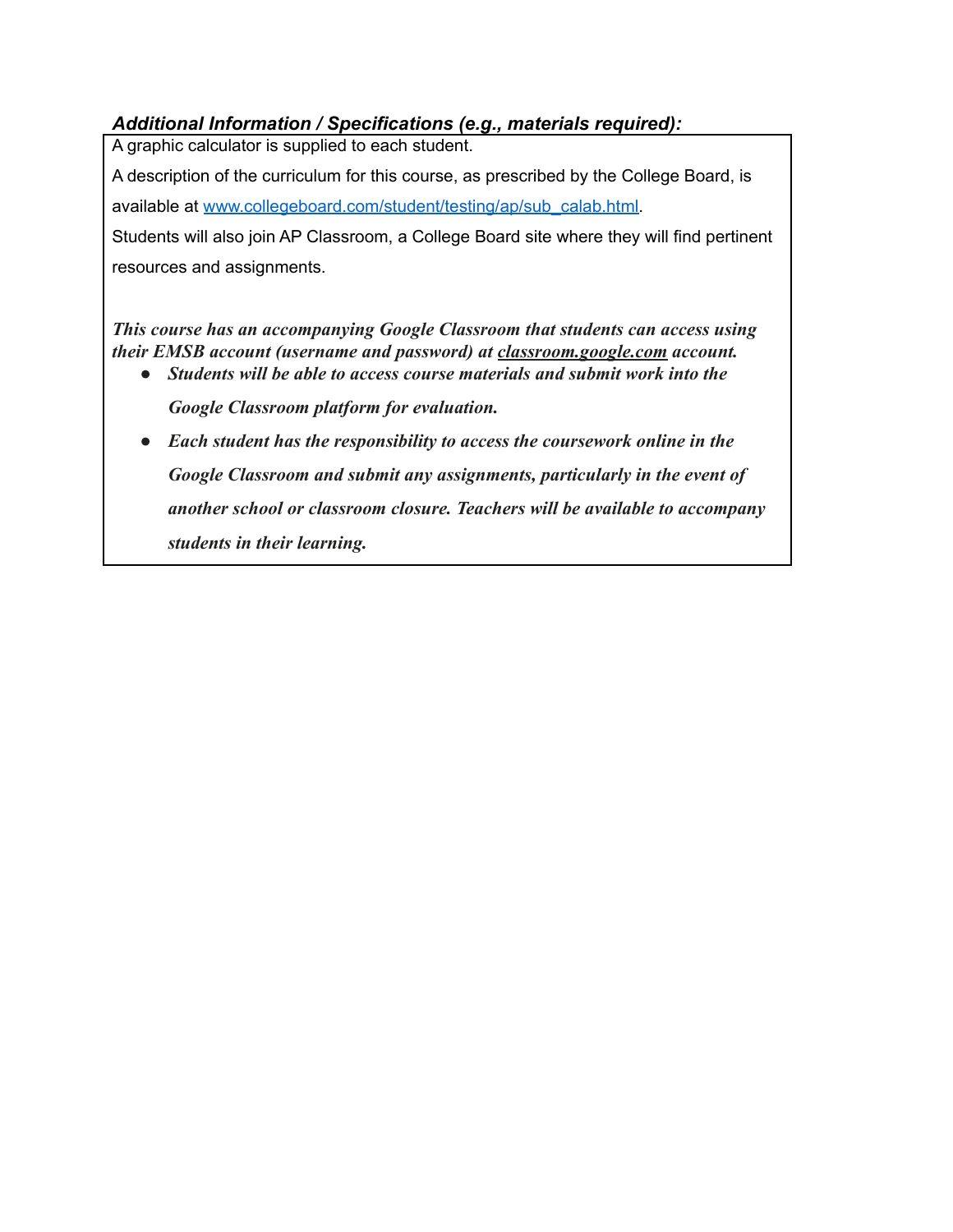***Additional Information / Specifications (e.g., materials required):***

A graphic calculator is supplied to each student.

A description of the curriculum for this course, as prescribed by the College Board, is available at [www.collegeboard.com/student/testing/ap/sub_calab.html](www.collegeboard.com/student/testing/ap/sub_calab.html).

Students will also join AP Classroom, a College Board site where they will find pertinent resources and assignments.

***This course has an accompanying Google Classroom that students can access using their EMSB account (username and password) at classroom.google.com account.***

- ***Students will be able to access course materials and submit work into the Google Classroom platform for evaluation.***
- ***Each student has the responsibility to access the coursework online in the Google Classroom and submit any assignments, particularly in the event of another school or classroom closure. Teachers will be available to accompany students in their learning.***